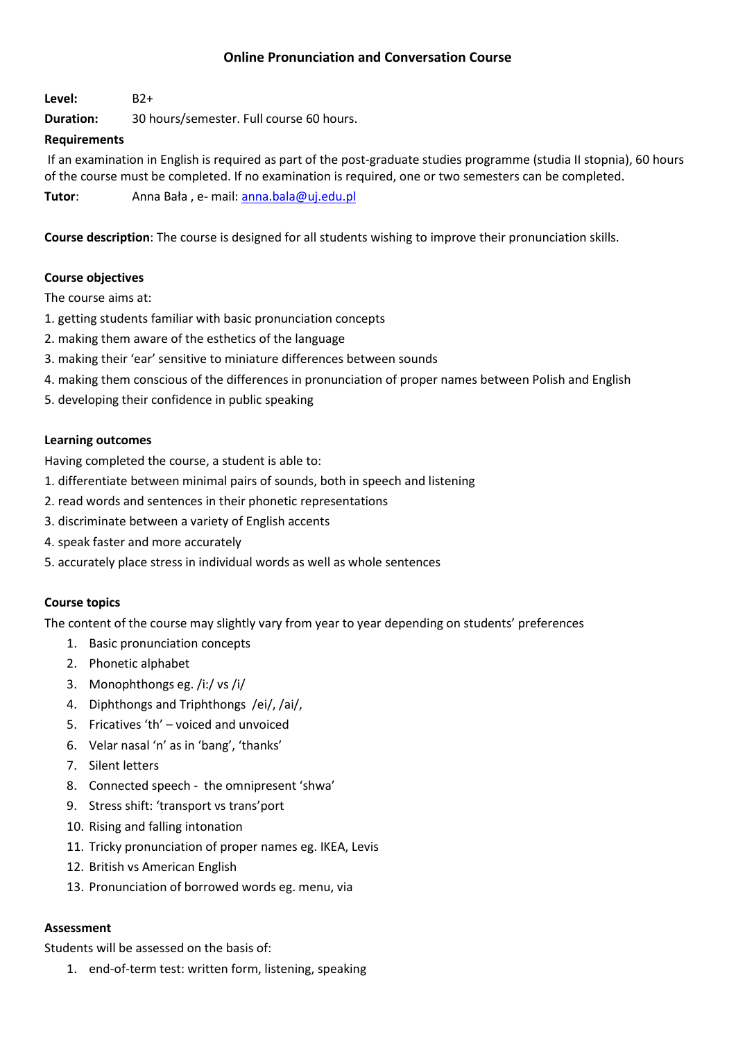# Online Pronunciation and Conversation Course

**Level:** B2+

**Duration:** 30 hours/semester. Full course 60 hours.

**Requirements**

If an examination in English is required as part of the post-graduate studies programme (studia II stopnia), 60 hours of the course must be completed. If no examination is required, one or two semesters can be completed.

**Tutor**: Anna Bała , e- mail: anna.bala@uj.edu.pl

**Course description**: The course is designed for all students wishing to improve their pronunciation skills.

**Course objectives**

The course aims at:

1. getting students familiar with basic pronunciation concepts
2. making them aware of the esthetics of the language
3. making their 'ear' sensitive to miniature differences between sounds
4. making them conscious of the differences in pronunciation of proper names between Polish and English
5. developing their confidence in public speaking

**Learning outcomes**

Having completed the course, a student is able to:

1. differentiate between minimal pairs of sounds, both in speech and listening
2. read words and sentences in their phonetic representations
3. discriminate between a variety of English accents
4. speak faster and more accurately
5. accurately place stress in individual words as well as whole sentences

**Course topics**

The content of the course may slightly vary from year to year depending on students' preferences

1. Basic pronunciation concepts
2. Phonetic alphabet
3. Monophthongs eg. /i:/ vs /i/
4. Diphthongs and Triphthongs /ei/, /ai/,
5. Fricatives 'th' – voiced and unvoiced
6. Velar nasal 'n' as in 'bang', 'thanks'
7. Silent letters
8. Connected speech - the omnipresent 'shwa'
9. Stress shift: 'transport vs trans'port
10. Rising and falling intonation
11. Tricky pronunciation of proper names eg. IKEA, Levis
12. British vs American English
13. Pronunciation of borrowed words eg. menu, via

**Assessment**

Students will be assessed on the basis of:

1. end-of-term test: written form, listening, speaking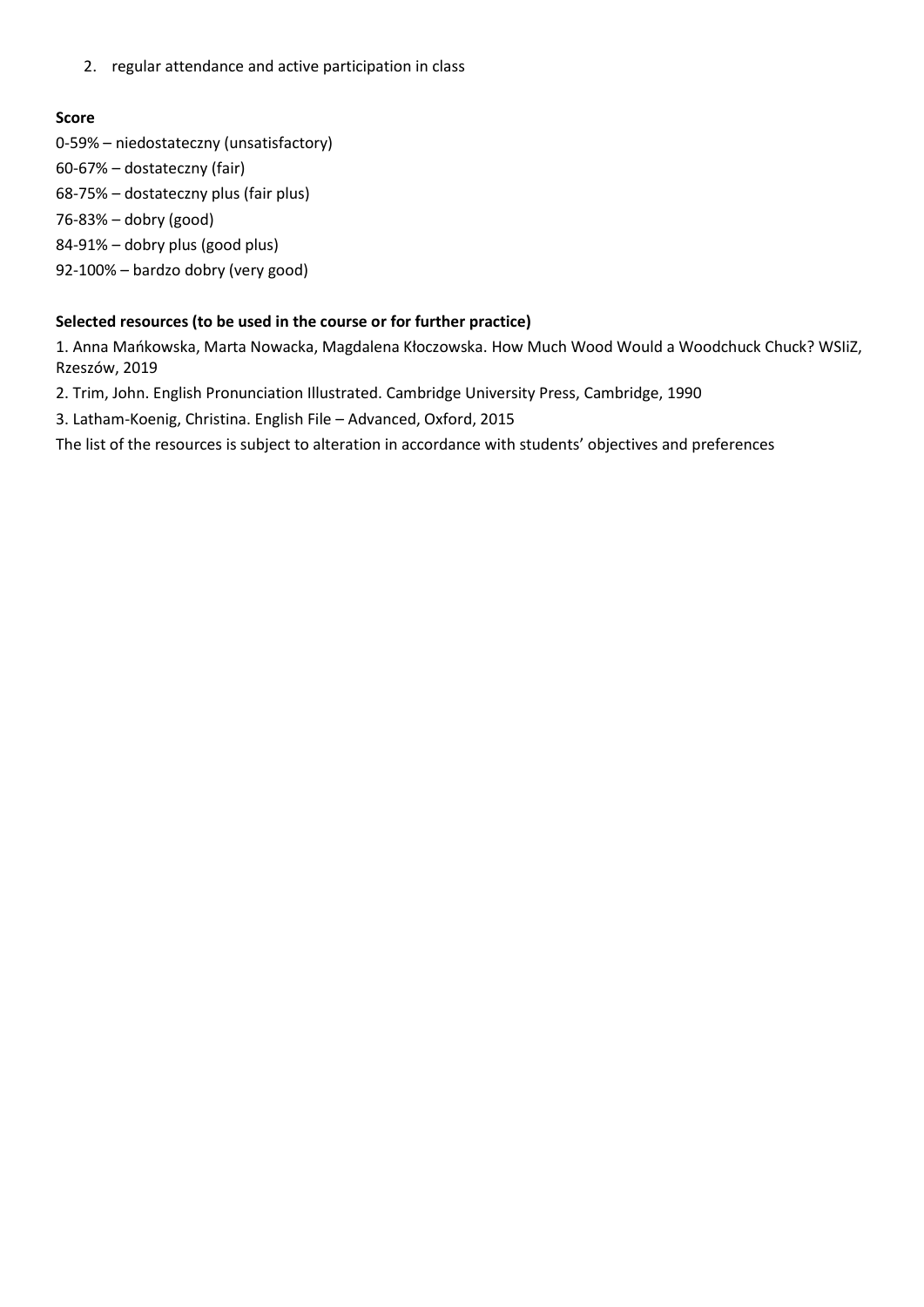2. regular attendance and active participation in class

**Score**

0-59% – niedostateczny (unsatisfactory)

60-67% – dostateczny (fair)

68-75% – dostateczny plus (fair plus)

76-83% – dobry (good)

84-91% – dobry plus (good plus)

92-100% – bardzo dobry (very good)

**Selected resources (to be used in the course or for further practice)**

1. Anna Mańkowska, Marta Nowacka, Magdalena Kłoczowska. How Much Wood Would a Woodchuck Chuck? WSIiZ, Rzeszów, 2019
2. Trim, John. English Pronunciation Illustrated. Cambridge University Press, Cambridge, 1990
3. Latham-Koenig, Christina. English File – Advanced, Oxford, 2015

The list of the resources is subject to alteration in accordance with students' objectives and preferences